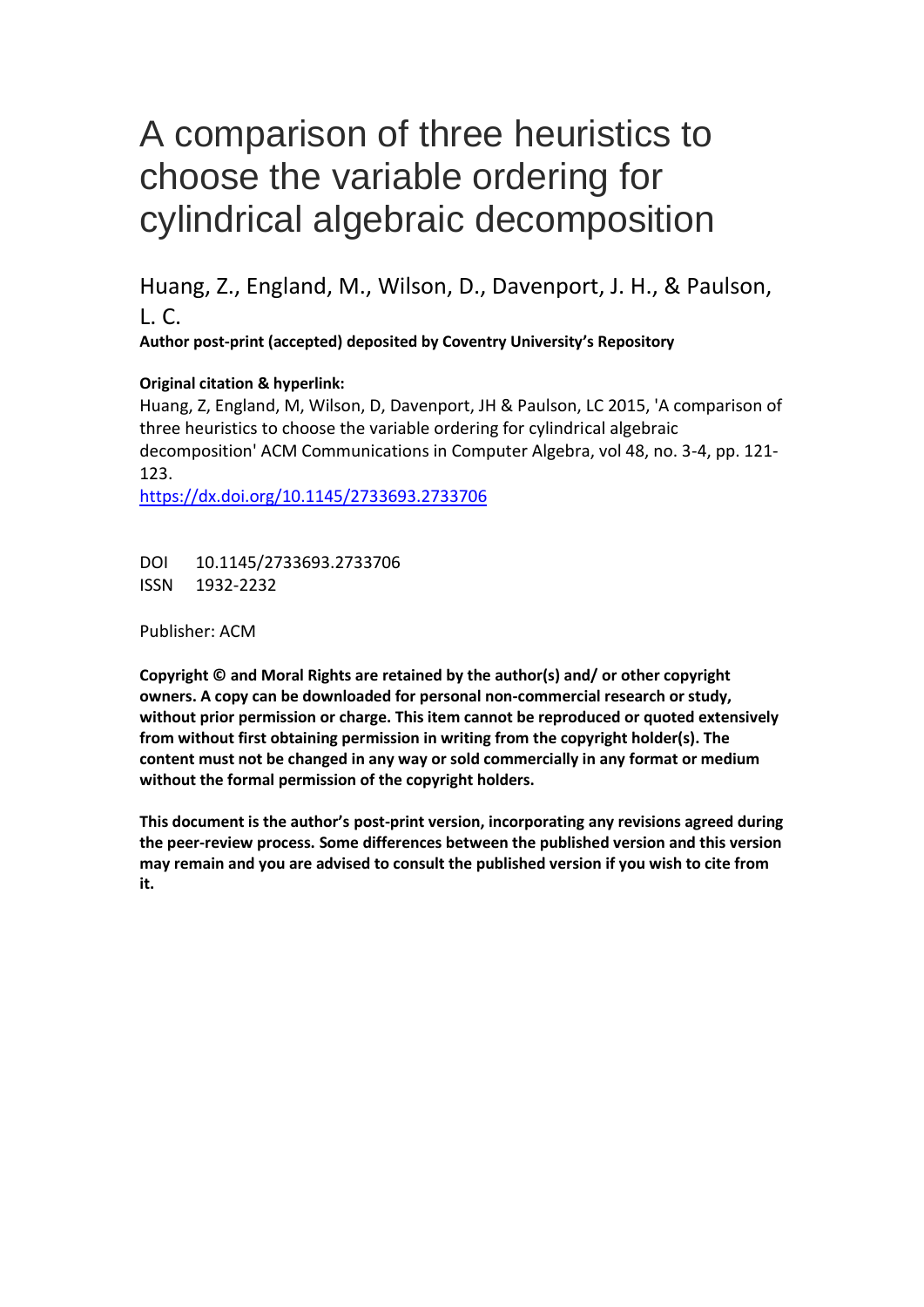# A comparison of three heuristics to choose the variable ordering for cylindrical algebraic decomposition

Huang, Z., England, M., Wilson, D., Davenport, J. H., & Paulson, L. C.

**Author post-print (accepted) deposited by Coventry University's Repository**

**Original citation & hyperlink:**

Huang, Z, England, M, Wilson, D, Davenport, JH & Paulson, LC 2015, 'A comparison of three heuristics to choose the variable ordering for cylindrical algebraic decomposition' ACM Communications in Computer Algebra, vol 48, no. 3-4, pp. 121-123.

https://dx.doi.org/10.1145/2733693.2733706

DOI 10.1145/2733693.2733706
ISSN 1932-2232

Publisher: ACM

**Copyright © and Moral Rights are retained by the author(s) and/ or other copyright owners. A copy can be downloaded for personal non-commercial research or study, without prior permission or charge. This item cannot be reproduced or quoted extensively from without first obtaining permission in writing from the copyright holder(s). The content must not be changed in any way or sold commercially in any format or medium without the formal permission of the copyright holders.**

**This document is the author's post-print version, incorporating any revisions agreed during the peer-review process. Some differences between the published version and this version may remain and you are advised to consult the published version if you wish to cite from it.**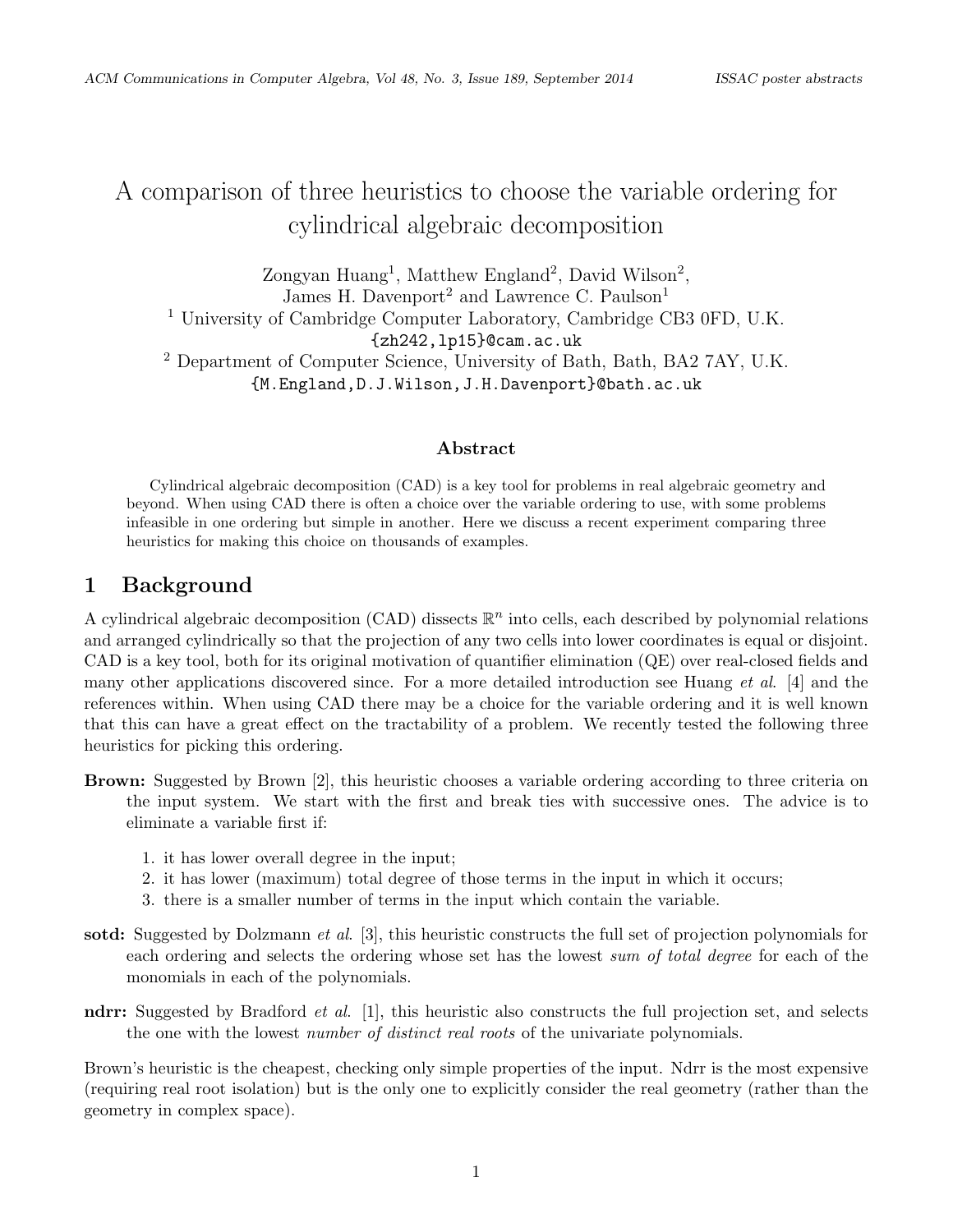# A comparison of three heuristics to choose the variable ordering for cylindrical algebraic decomposition

Zongyan Huang[1], Matthew England[2], David Wilson[2],
James H. Davenport[2] and Lawrence C. Paulson[1]

[1] University of Cambridge Computer Laboratory, Cambridge CB3 0FD, U.K.
{zh242,lp15}@cam.ac.uk

[2] Department of Computer Science, University of Bath, Bath, BA2 7AY, U.K.
{M.England,D.J.Wilson,J.H.Davenport}@bath.ac.uk

### Abstract

Cylindrical algebraic decomposition (CAD) is a key tool for problems in real algebraic geometry and beyond. When using CAD there is often a choice over the variable ordering to use, with some problems infeasible in one ordering but simple in another. Here we discuss a recent experiment comparing three heuristics for making this choice on thousands of examples.

## 1 Background

A cylindrical algebraic decomposition (CAD) dissects $\mathbb{R}^n$ into cells, each described by polynomial relations and arranged cylindrically so that the projection of any two cells into lower coordinates is equal or disjoint. CAD is a key tool, both for its original motivation of quantifier elimination (QE) over real-closed fields and many other applications discovered since. For a more detailed introduction see Huang *et al*. [4] and the references within. When using CAD there may be a choice for the variable ordering and it is well known that this can have a great effect on the tractability of a problem. We recently tested the following three heuristics for picking this ordering.

**Brown:** Suggested by Brown [2], this heuristic chooses a variable ordering according to three criteria on the input system. We start with the first and break ties with successive ones. The advice is to eliminate a variable first if:

1. it has lower overall degree in the input;
2. it has lower (maximum) total degree of those terms in the input in which it occurs;
3. there is a smaller number of terms in the input which contain the variable.

**sotd:** Suggested by Dolzmann *et al*. [3], this heuristic constructs the full set of projection polynomials for each ordering and selects the ordering whose set has the lowest *sum of total degree* for each of the monomials in each of the polynomials.

**ndrr:** Suggested by Bradford *et al*. [1], this heuristic also constructs the full projection set, and selects the one with the lowest *number of distinct real roots* of the univariate polynomials.

Brown's heuristic is the cheapest, checking only simple properties of the input. Ndrr is the most expensive (requiring real root isolation) but is the only one to explicitly consider the real geometry (rather than the geometry in complex space).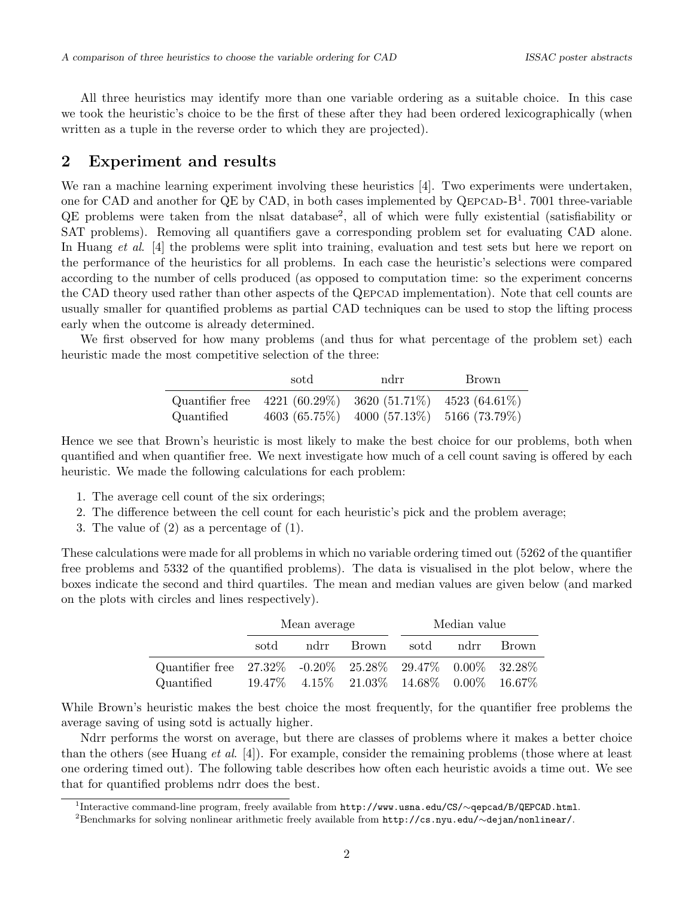All three heuristics may identify more than one variable ordering as a suitable choice. In this case we took the heuristic's choice to be the first of these after they had been ordered lexicographically (when written as a tuple in the reverse order to which they are projected).

## 2 Experiment and results

We ran a machine learning experiment involving these heuristics [4]. Two experiments were undertaken, one for CAD and another for QE by CAD, in both cases implemented by QEPCAD-B[1]. 7001 three-variable QE problems were taken from the nlsat database[2], all of which were fully existential (satisfiability or SAT problems). Removing all quantifiers gave a corresponding problem set for evaluating CAD alone. In Huang *et al*. [4] the problems were split into training, evaluation and test sets but here we report on the performance of the heuristics for all problems. In each case the heuristic's selections were compared according to the number of cells produced (as opposed to computation time: so the experiment concerns the CAD theory used rather than other aspects of the QEPCAD implementation). Note that cell counts are usually smaller for quantified problems as partial CAD techniques can be used to stop the lifting process early when the outcome is already determined.

We first observed for how many problems (and thus for what percentage of the problem set) each heuristic made the most competitive selection of the three:

| | sotd | ndrr | Brown |
|---|---|---|---|
| Quantifier free | 4221 (60.29%) | 3620 (51.71%) | 4523 (64.61%) |
| Quantified | 4603 (65.75%) | 4000 (57.13%) | 5166 (73.79%) |

Hence we see that Brown's heuristic is most likely to make the best choice for our problems, both when quantified and when quantifier free. We next investigate how much of a cell count saving is offered by each heuristic. We made the following calculations for each problem:

1. The average cell count of the six orderings;
2. The difference between the cell count for each heuristic's pick and the problem average;
3. The value of (2) as a percentage of (1).

These calculations were made for all problems in which no variable ordering timed out (5262 of the quantifier free problems and 5332 of the quantified problems). The data is visualised in the plot below, where the boxes indicate the second and third quartiles. The mean and median values are given below (and marked on the plots with circles and lines respectively).

| | Mean average | | | Median value | | |
|---|---|---|---|---|---|---|
| | sotd | ndrr | Brown | sotd | ndrr | Brown |
| Quantifier free | 27.32% | -0.20% | 25.28% | 29.47% | 0.00% | 32.28% |
| Quantified | 19.47% | 4.15% | 21.03% | 14.68% | 0.00% | 16.67% |

While Brown's heuristic makes the best choice the most frequently, for the quantifier free problems the average saving of using sotd is actually higher.

Ndrr performs the worst on average, but there are classes of problems where it makes a better choice than the others (see Huang *et al*. [4]). For example, consider the remaining problems (those where at least one ordering timed out). The following table describes how often each heuristic avoids a time out. We see that for quantified problems ndrr does the best.

[1] Interactive command-line program, freely available from `http://www.usna.edu/CS/~qepcad/B/QEPCAD.html`.

[2] Benchmarks for solving nonlinear arithmetic freely available from `http://cs.nyu.edu/~dejan/nonlinear/`.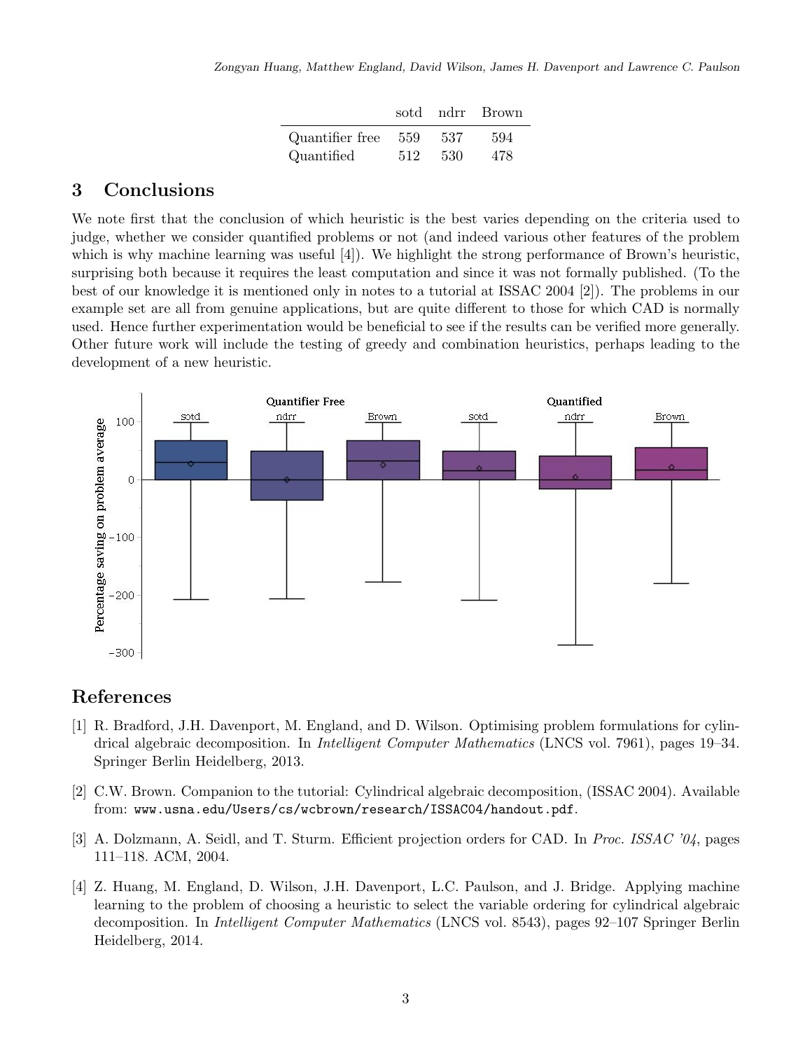| | sotd | ndrr | Brown |
|---|---|---|---|
| Quantifier free | 559 | 537 | 594 |
| Quantified | 512 | 530 | 478 |

## 3 Conclusions

We note first that the conclusion of which heuristic is the best varies depending on the criteria used to judge, whether we consider quantified problems or not (and indeed various other features of the problem which is why machine learning was useful [4]). We highlight the strong performance of Brown's heuristic, surprising both because it requires the least computation and since it was not formally published. (To the best of our knowledge it is mentioned only in notes to a tutorial at ISSAC 2004 [2]). The problems in our example set are all from genuine applications, but are quite different to those for which CAD is normally used. Hence further experimentation would be beneficial to see if the results can be verified more generally. Other future work will include the testing of greedy and combination heuristics, perhaps leading to the development of a new heuristic.

Quantifier Free
Quantified
sotd
ndrr
Brown
sotd
ndrr
Brown
Percentage saving on problem average
100
0
−100
−200
−300

## References

[1] R. Bradford, J.H. Davenport, M. England, and D. Wilson. Optimising problem formulations for cylindrical algebraic decomposition. In *Intelligent Computer Mathematics* (LNCS vol. 7961), pages 19–34. Springer Berlin Heidelberg, 2013.

[2] C.W. Brown. Companion to the tutorial: Cylindrical algebraic decomposition, (ISSAC 2004). Available from: `www.usna.edu/Users/cs/wcbrown/research/ISSAC04/handout.pdf`.

[3] A. Dolzmann, A. Seidl, and T. Sturm. Efficient projection orders for CAD. In *Proc. ISSAC '04*, pages 111–118. ACM, 2004.

[4] Z. Huang, M. England, D. Wilson, J.H. Davenport, L.C. Paulson, and J. Bridge. Applying machine learning to the problem of choosing a heuristic to select the variable ordering for cylindrical algebraic decomposition. In *Intelligent Computer Mathematics* (LNCS vol. 8543), pages 92–107 Springer Berlin Heidelberg, 2014.